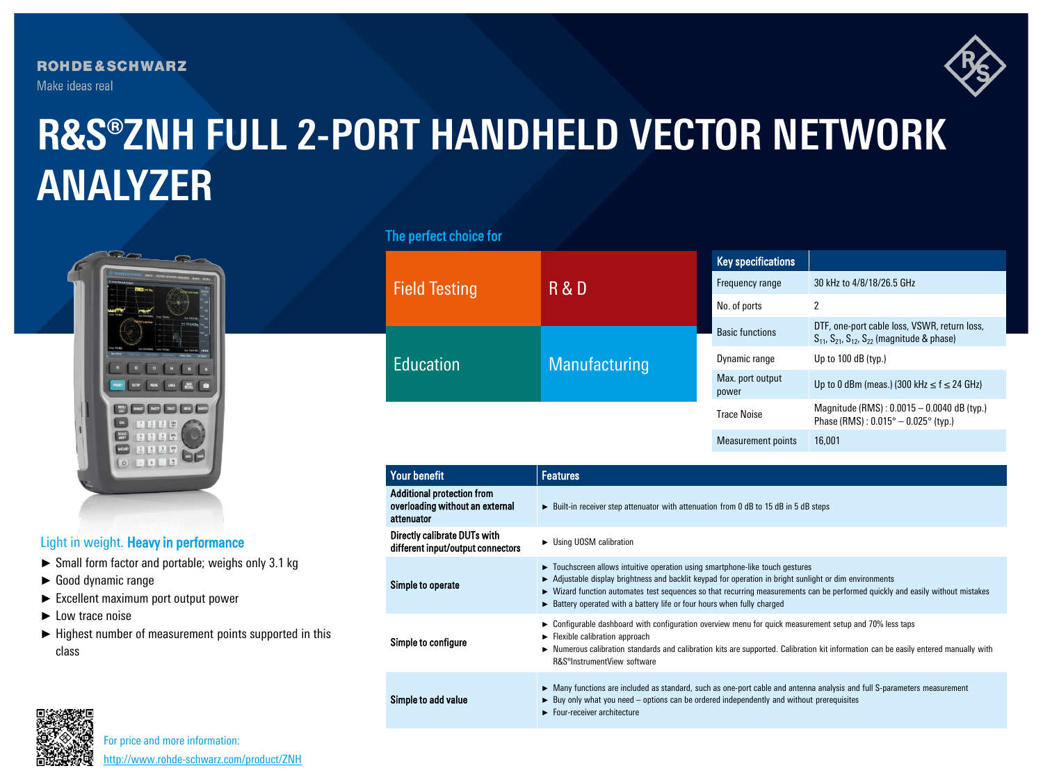ROHDE&SCHWARZ

Make ideas real

# R&S®ZNH FULL 2-PORT HANDHELD VECTOR NETWORK ANALYZER

## The perfect choice for

| | |
|---|---|
| Field Testing | R & D |
| Education | Manufacturing |

| Key specifications | |
|---|---|
| Frequency range | 30 kHz to 4/8/18/26.5 GHz |
| No. of ports | 2 |
| Basic functions | DTF, one-port cable loss, VSWR, return loss, $S_{11}$, $S_{21}$, $S_{12}$, $S_{22}$ (magnitude & phase) |
| Dynamic range | Up to 100 dB (typ.) |
| Max. port output power | Up to 0 dBm (meas.) (300 kHz ≤ f ≤ 24 GHz) |
| Trace Noise | Magnitude (RMS) : 0.0015 – 0.0040 dB (typ.) Phase (RMS) : 0.015° – 0.025° (typ.) |
| Measurement points | 16,001 |

## Light in weight. **Heavy in performance**

- Small form factor and portable; weighs only 3.1 kg
- Good dynamic range
- Excellent maximum port output power
- Low trace noise
- Highest number of measurement points supported in this class

| Your benefit | Features |
|---|---|
| **Additional protection from overloading without an external attenuator** | ► Built-in receiver step attenuator with attenuation from 0 dB to 15 dB in 5 dB steps |
| **Directly calibrate DUTs with different input/output connectors** | ► Using UOSM calibration |
| **Simple to operate** | ► Touchscreen allows intuitive operation using smartphone-like touch gestures<br>► Adjustable display brightness and backlit keypad for operation in bright sunlight or dim environments<br>► Wizard function automates test sequences so that recurring measurements can be performed quickly and easily without mistakes<br>► Battery operated with a battery life or four hours when fully charged |
| **Simple to configure** | ► Configurable dashboard with configuration overview menu for quick measurement setup and 70% less taps<br>► Flexible calibration approach<br>► Numerous calibration standards and calibration kits are supported. Calibration kit information can be easily entered manually with R&S®InstrumentView software |
| **Simple to add value** | ► Many functions are included as standard, such as one-port cable and antenna analysis and full S-parameters measurement<br>► Buy only what you need – options can be ordered independently and without prerequisites<br>► Four-receiver architecture |

For price and more information:
http://www.rohde-schwarz.com/product/ZNH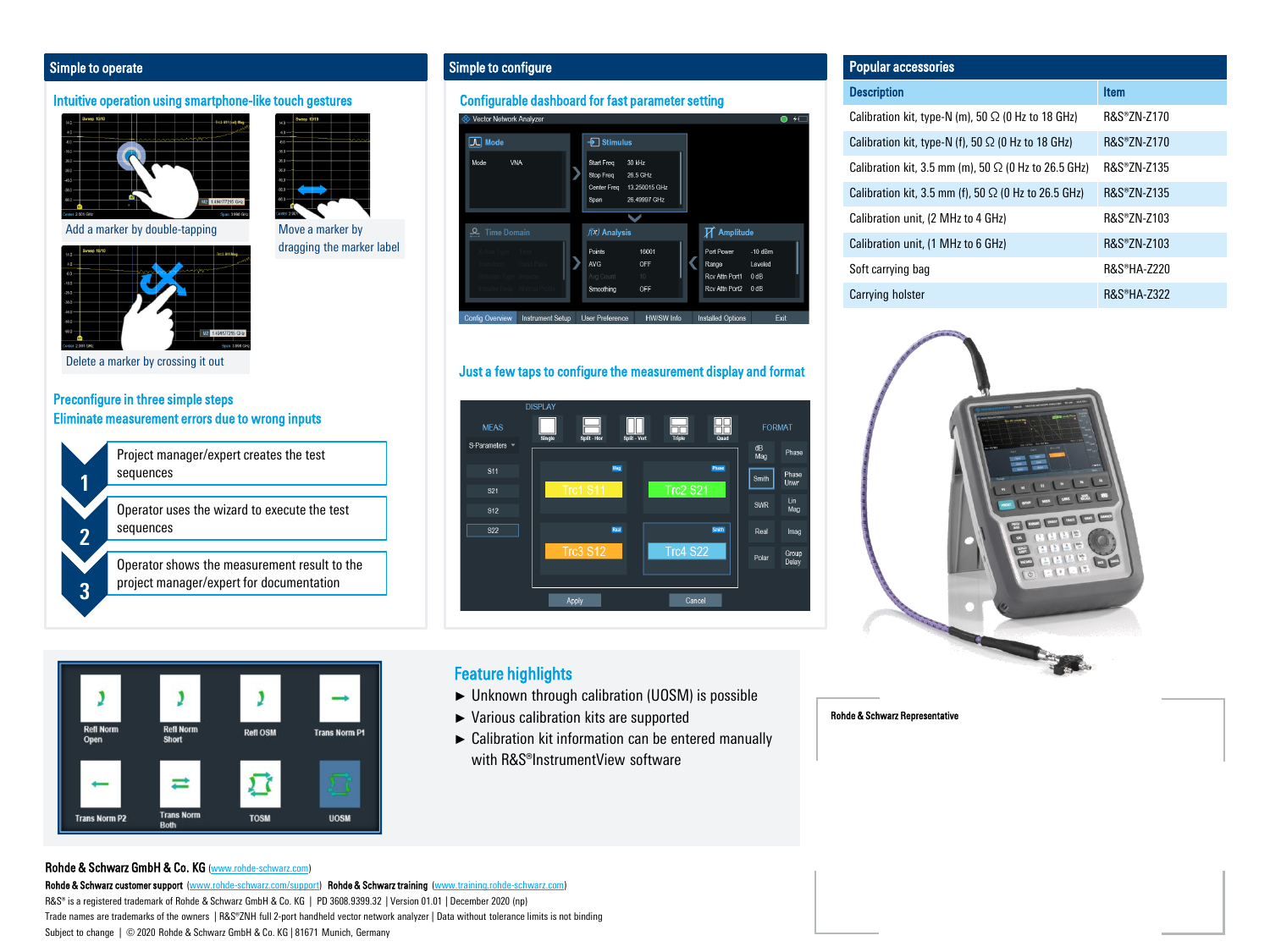## Simple to operate

### Intuitive operation using smartphone-like touch gestures

Add a marker by double-tapping

Move a marker by dragging the marker label

Delete a marker by crossing it out

### Preconfigure in three simple steps
### Eliminate measurement errors due to wrong inputs

1. Project manager/expert creates the test sequences
2. Operator uses the wizard to execute the test sequences
3. Operator shows the measurement result to the project manager/expert for documentation

## Simple to configure

### Configurable dashboard for fast parameter setting

### Just a few taps to configure the measurement display and format

## Popular accessories

| Description | Item |
|---|---|
| Calibration kit, type-N (m), 50 Ω (0 Hz to 18 GHz) | R&S®ZN-Z170 |
| Calibration kit, type-N (f), 50 Ω (0 Hz to 18 GHz) | R&S®ZN-Z170 |
| Calibration kit, 3.5 mm (m), 50 Ω (0 Hz to 26.5 GHz) | R&S®ZN-Z135 |
| Calibration kit, 3.5 mm (f), 50 Ω (0 Hz to 26.5 GHz) | R&S®ZN-Z135 |
| Calibration unit, (2 MHz to 4 GHz) | R&S®ZN-Z103 |
| Calibration unit, (1 MHz to 6 GHz) | R&S®ZN-Z103 |
| Soft carrying bag | R&S®HA-Z220 |
| Carrying holster | R&S®HA-Z322 |

## Feature highlights

- ► Unknown through calibration (UOSM) is possible
- ► Various calibration kits are supported
- ► Calibration kit information can be entered manually with R&S®InstrumentView software

Rohde & Schwarz Representative

**Rohde & Schwarz GmbH & Co. KG** (www.rohde-schwarz.com)

**Rohde & Schwarz customer support** (www.rohde-schwarz.com/support) **Rohde & Schwarz training** (www.training.rohde-schwarz.com)

R&S® is a registered trademark of Rohde & Schwarz GmbH & Co. KG | PD 3608.9399.32 | Version 01.01 | December 2020 (np)

Trade names are trademarks of the owners | R&S®ZNH full 2-port handheld vector network analyzer | Data without tolerance limits is not binding

Subject to change | © 2020 Rohde & Schwarz GmbH & Co. KG | 81671 Munich, Germany